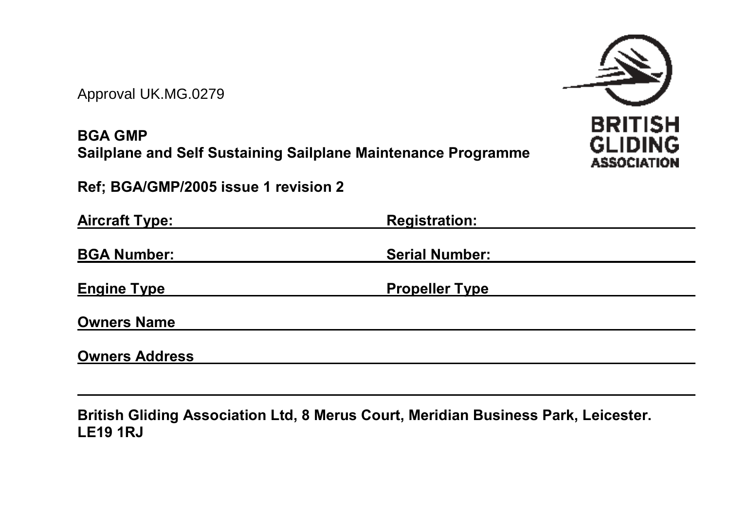Approval UK.MG.0279

**BGA GMP**
**Sailplane and Self Sustaining Sailplane Maintenance Programme**

**Ref; BGA/GMP/2005 issue 1 revision 2**

**Aircraft Type:** ______________________ **Registration:** ______________________

**BGA Number:** ______________________ **Serial Number:** ______________________

**Engine Type** ______________________ **Propeller Type** ______________________

**Owners Name** ______________________________________________

**Owners Address** ______________________________________________

______________________________________________

**British Gliding Association Ltd, 8 Merus Court, Meridian Business Park, Leicester. LE19 1RJ**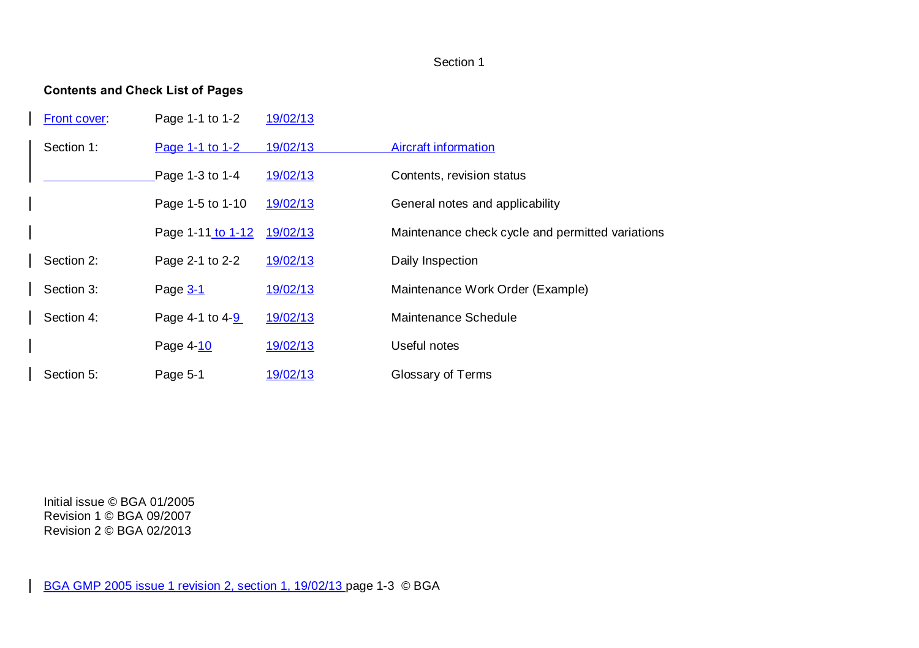Section 1

**Contents and Check List of Pages**

| | | | |
|---|---|---|---|
| Front cover: | Page 1-1 to 1-2 | 19/02/13 | |
| Section 1: | Page 1-1 to 1-2 | 19/02/13 | Aircraft information |
| | Page 1-3 to 1-4 | 19/02/13 | Contents, revision status |
| | Page 1-5 to 1-10 | 19/02/13 | General notes and applicability |
| | Page 1-11 to 1-12 | 19/02/13 | Maintenance check cycle and permitted variations |
| Section 2: | Page 2-1 to 2-2 | 19/02/13 | Daily Inspection |
| Section 3: | Page 3-1 | 19/02/13 | Maintenance Work Order (Example) |
| Section 4: | Page 4-1 to 4-9 | 19/02/13 | Maintenance Schedule |
| | Page 4-10 | 19/02/13 | Useful notes |
| Section 5: | Page 5-1 | 19/02/13 | Glossary of Terms |

Initial issue © BGA 01/2005
Revision 1 © BGA 09/2007
Revision 2 © BGA 02/2013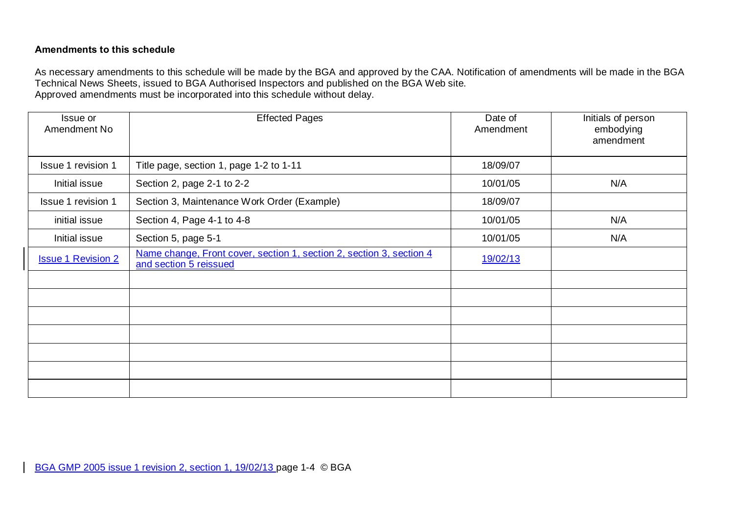**Amendments to this schedule**

As necessary amendments to this schedule will be made by the BGA and approved by the CAA. Notification of amendments will be made in the BGA Technical News Sheets, issued to BGA Authorised Inspectors and published on the BGA Web site.
Approved amendments must be incorporated into this schedule without delay.

| Issue or Amendment No | Effected Pages | Date of Amendment | Initials of person embodying amendment |
|---|---|---|---|
| Issue 1 revision 1 | Title page, section 1, page 1-2 to 1-11 | 18/09/07 | |
| Initial issue | Section 2, page 2-1 to 2-2 | 10/01/05 | N/A |
| Issue 1 revision 1 | Section 3, Maintenance Work Order (Example) | 18/09/07 | |
| initial issue | Section 4, Page 4-1 to 4-8 | 10/01/05 | N/A |
| Initial issue | Section 5, page 5-1 | 10/01/05 | N/A |
| Issue 1 Revision 2 | Name change, Front cover, section 1, section 2, section 3, section 4 and section 5 reissued | 19/02/13 | |
| | | | |
| | | | |
| | | | |
| | | | |
| | | | |
| | | | |
| | | | |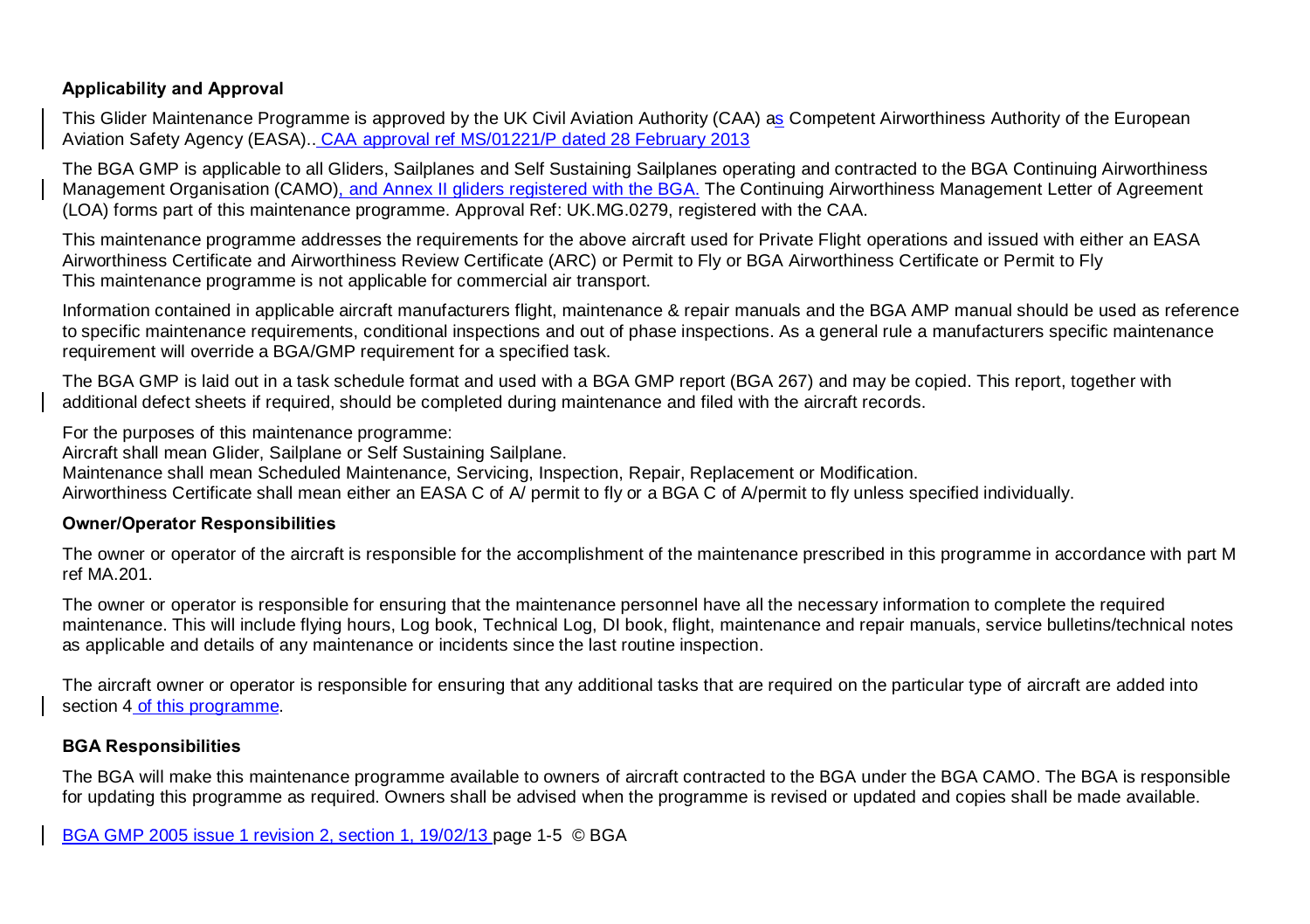**Applicability and Approval**

This Glider Maintenance Programme is approved by the UK Civil Aviation Authority (CAA) as Competent Airworthiness Authority of the European Aviation Safety Agency (EASA).. CAA approval ref MS/01221/P dated 28 February 2013

The BGA GMP is applicable to all Gliders, Sailplanes and Self Sustaining Sailplanes operating and contracted to the BGA Continuing Airworthiness Management Organisation (CAMO), and Annex II gliders registered with the BGA. The Continuing Airworthiness Management Letter of Agreement (LOA) forms part of this maintenance programme. Approval Ref: UK.MG.0279, registered with the CAA.

This maintenance programme addresses the requirements for the above aircraft used for Private Flight operations and issued with either an EASA Airworthiness Certificate and Airworthiness Review Certificate (ARC) or Permit to Fly or BGA Airworthiness Certificate or Permit to Fly
This maintenance programme is not applicable for commercial air transport.

Information contained in applicable aircraft manufacturers flight, maintenance & repair manuals and the BGA AMP manual should be used as reference to specific maintenance requirements, conditional inspections and out of phase inspections. As a general rule a manufacturers specific maintenance requirement will override a BGA/GMP requirement for a specified task.

The BGA GMP is laid out in a task schedule format and used with a BGA GMP report (BGA 267) and may be copied. This report, together with additional defect sheets if required, should be completed during maintenance and filed with the aircraft records.

For the purposes of this maintenance programme:
Aircraft shall mean Glider, Sailplane or Self Sustaining Sailplane.
Maintenance shall mean Scheduled Maintenance, Servicing, Inspection, Repair, Replacement or Modification.
Airworthiness Certificate shall mean either an EASA C of A/ permit to fly or a BGA C of A/permit to fly unless specified individually.

**Owner/Operator Responsibilities**

The owner or operator of the aircraft is responsible for the accomplishment of the maintenance prescribed in this programme in accordance with part M ref MA.201.

The owner or operator is responsible for ensuring that the maintenance personnel have all the necessary information to complete the required maintenance. This will include flying hours, Log book, Technical Log, DI book, flight, maintenance and repair manuals, service bulletins/technical notes as applicable and details of any maintenance or incidents since the last routine inspection.

The aircraft owner or operator is responsible for ensuring that any additional tasks that are required on the particular type of aircraft are added into section 4 of this programme.

**BGA Responsibilities**

The BGA will make this maintenance programme available to owners of aircraft contracted to the BGA under the BGA CAMO. The BGA is responsible for updating this programme as required. Owners shall be advised when the programme is revised or updated and copies shall be made available.

BGA GMP 2005 issue 1 revision 2, section 1, 19/02/13 page 1-5 © BGA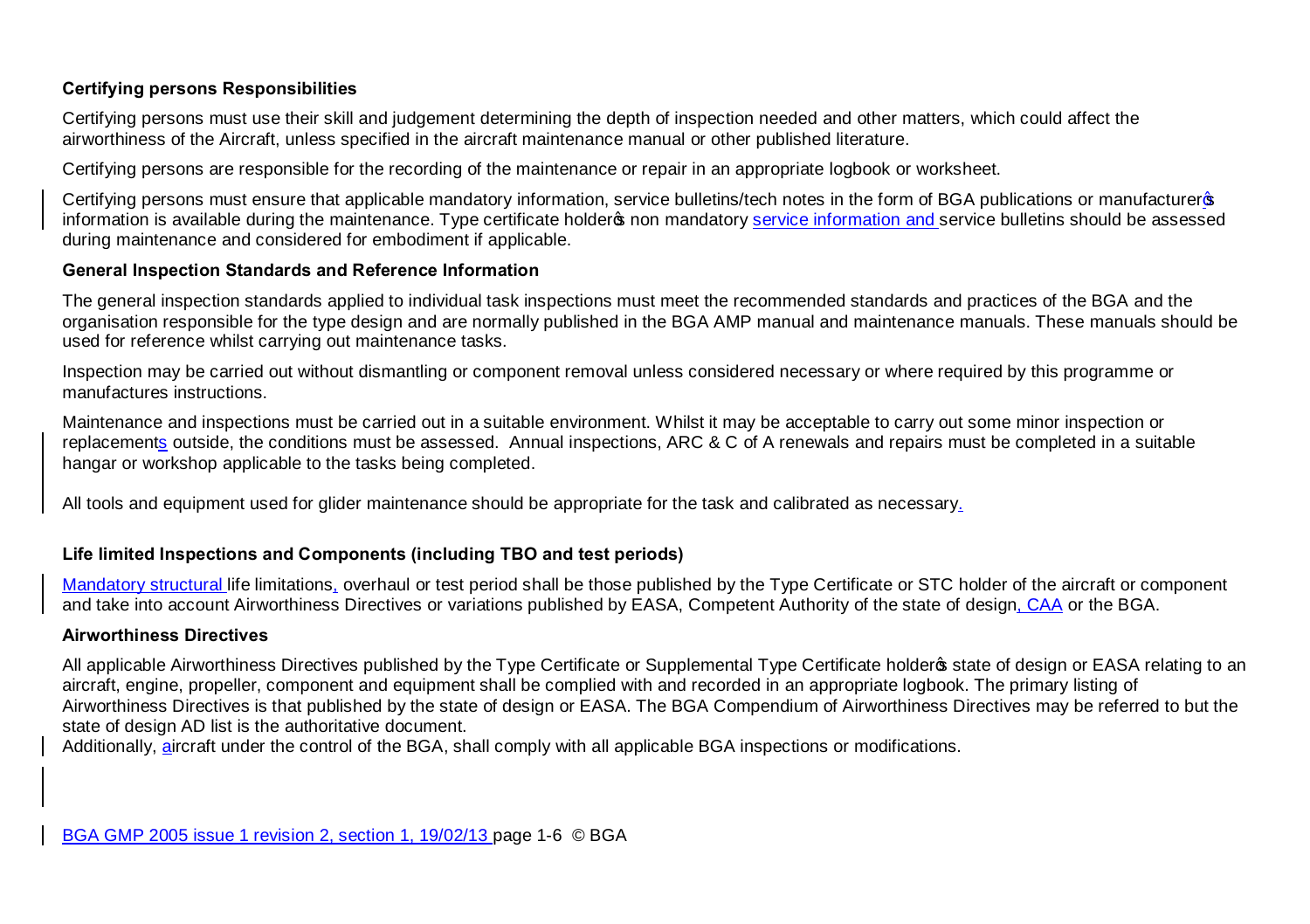### Certifying persons Responsibilities

Certifying persons must use their skill and judgement determining the depth of inspection needed and other matters, which could affect the airworthiness of the Aircraft, unless specified in the aircraft maintenance manual or other published literature.

Certifying persons are responsible for the recording of the maintenance or repair in an appropriate logbook or worksheet.

Certifying persons must ensure that applicable mandatory information, service bulletins/tech notes in the form of BGA publications or manufacturer's information is available during the maintenance. Type certificate holder's non mandatory service information and service bulletins should be assessed during maintenance and considered for embodiment if applicable.

### General Inspection Standards and Reference Information

The general inspection standards applied to individual task inspections must meet the recommended standards and practices of the BGA and the organisation responsible for the type design and are normally published in the BGA AMP manual and maintenance manuals. These manuals should be used for reference whilst carrying out maintenance tasks.

Inspection may be carried out without dismantling or component removal unless considered necessary or where required by this programme or manufactures instructions.

Maintenance and inspections must be carried out in a suitable environment. Whilst it may be acceptable to carry out some minor inspection or replacements outside, the conditions must be assessed. Annual inspections, ARC & C of A renewals and repairs must be completed in a suitable hangar or workshop applicable to the tasks being completed.

All tools and equipment used for glider maintenance should be appropriate for the task and calibrated as necessary.

### Life limited Inspections and Components (including TBO and test periods)

Mandatory structural life limitations, overhaul or test period shall be those published by the Type Certificate or STC holder of the aircraft or component and take into account Airworthiness Directives or variations published by EASA, Competent Authority of the state of design, CAA or the BGA.

### Airworthiness Directives

All applicable Airworthiness Directives published by the Type Certificate or Supplemental Type Certificate holder's state of design or EASA relating to an aircraft, engine, propeller, component and equipment shall be complied with and recorded in an appropriate logbook. The primary listing of Airworthiness Directives is that published by the state of design or EASA. The BGA Compendium of Airworthiness Directives may be referred to but the state of design AD list is the authoritative document.
Additionally, aircraft under the control of the BGA, shall comply with all applicable BGA inspections or modifications.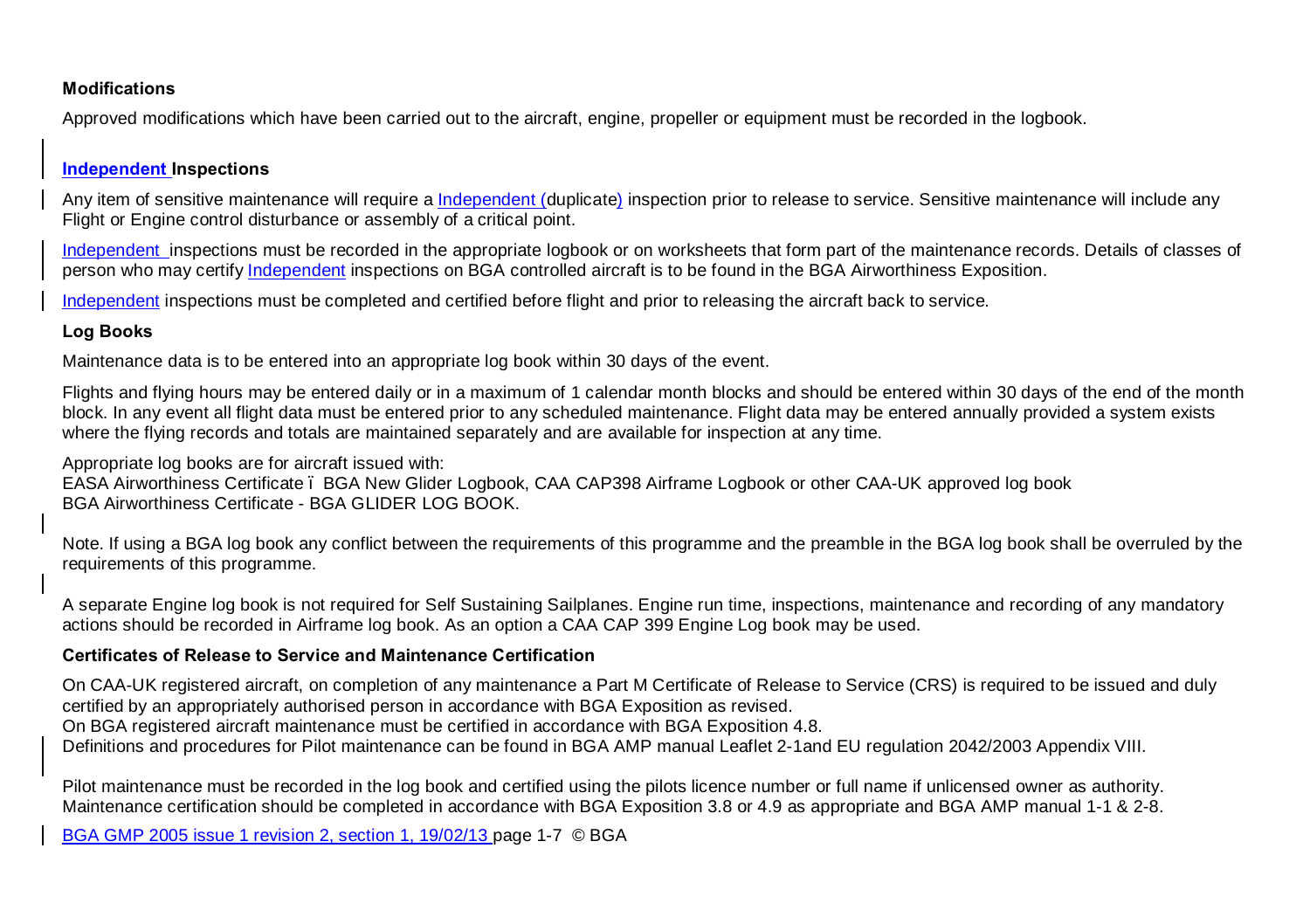**Modifications**

Approved modifications which have been carried out to the aircraft, engine, propeller or equipment must be recorded in the logbook.

**Independent Inspections**

Any item of sensitive maintenance will require a Independent (duplicate) inspection prior to release to service. Sensitive maintenance will include any Flight or Engine control disturbance or assembly of a critical point.

Independent inspections must be recorded in the appropriate logbook or on worksheets that form part of the maintenance records. Details of classes of person who may certify Independent inspections on BGA controlled aircraft is to be found in the BGA Airworthiness Exposition.

Independent inspections must be completed and certified before flight and prior to releasing the aircraft back to service.

**Log Books**

Maintenance data is to be entered into an appropriate log book within 30 days of the event.

Flights and flying hours may be entered daily or in a maximum of 1 calendar month blocks and should be entered within 30 days of the end of the month block. In any event all flight data must be entered prior to any scheduled maintenance. Flight data may be entered annually provided a system exists where the flying records and totals are maintained separately and are available for inspection at any time.

Appropriate log books are for aircraft issued with:
EASA Airworthiness Certificate ï BGA New Glider Logbook, CAA CAP398 Airframe Logbook or other CAA-UK approved log book
BGA Airworthiness Certificate - BGA GLIDER LOG BOOK.

Note. If using a BGA log book any conflict between the requirements of this programme and the preamble in the BGA log book shall be overruled by the requirements of this programme.

A separate Engine log book is not required for Self Sustaining Sailplanes. Engine run time, inspections, maintenance and recording of any mandatory actions should be recorded in Airframe log book. As an option a CAA CAP 399 Engine Log book may be used.

**Certificates of Release to Service and Maintenance Certification**

On CAA-UK registered aircraft, on completion of any maintenance a Part M Certificate of Release to Service (CRS) is required to be issued and duly certified by an appropriately authorised person in accordance with BGA Exposition as revised.
On BGA registered aircraft maintenance must be certified in accordance with BGA Exposition 4.8.
Definitions and procedures for Pilot maintenance can be found in BGA AMP manual Leaflet 2-1and EU regulation 2042/2003 Appendix VIII.

Pilot maintenance must be recorded in the log book and certified using the pilots licence number or full name if unlicensed owner as authority.
Maintenance certification should be completed in accordance with BGA Exposition 3.8 or 4.9 as appropriate and BGA AMP manual 1-1 & 2-8.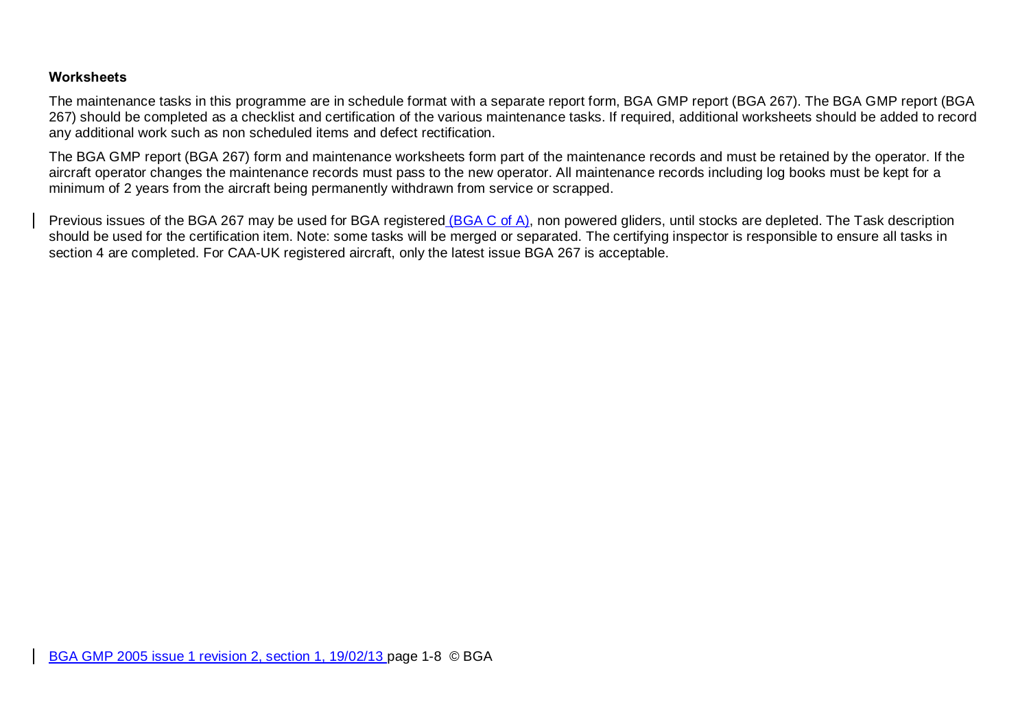**Worksheets**

The maintenance tasks in this programme are in schedule format with a separate report form, BGA GMP report (BGA 267). The BGA GMP report (BGA 267) should be completed as a checklist and certification of the various maintenance tasks. If required, additional worksheets should be added to record any additional work such as non scheduled items and defect rectification.

The BGA GMP report (BGA 267) form and maintenance worksheets form part of the maintenance records and must be retained by the operator. If the aircraft operator changes the maintenance records must pass to the new operator. All maintenance records including log books must be kept for a minimum of 2 years from the aircraft being permanently withdrawn from service or scrapped.

Previous issues of the BGA 267 may be used for BGA registered (BGA C of A), non powered gliders, until stocks are depleted. The Task description should be used for the certification item. Note: some tasks will be merged or separated. The certifying inspector is responsible to ensure all tasks in section 4 are completed. For CAA-UK registered aircraft, only the latest issue BGA 267 is acceptable.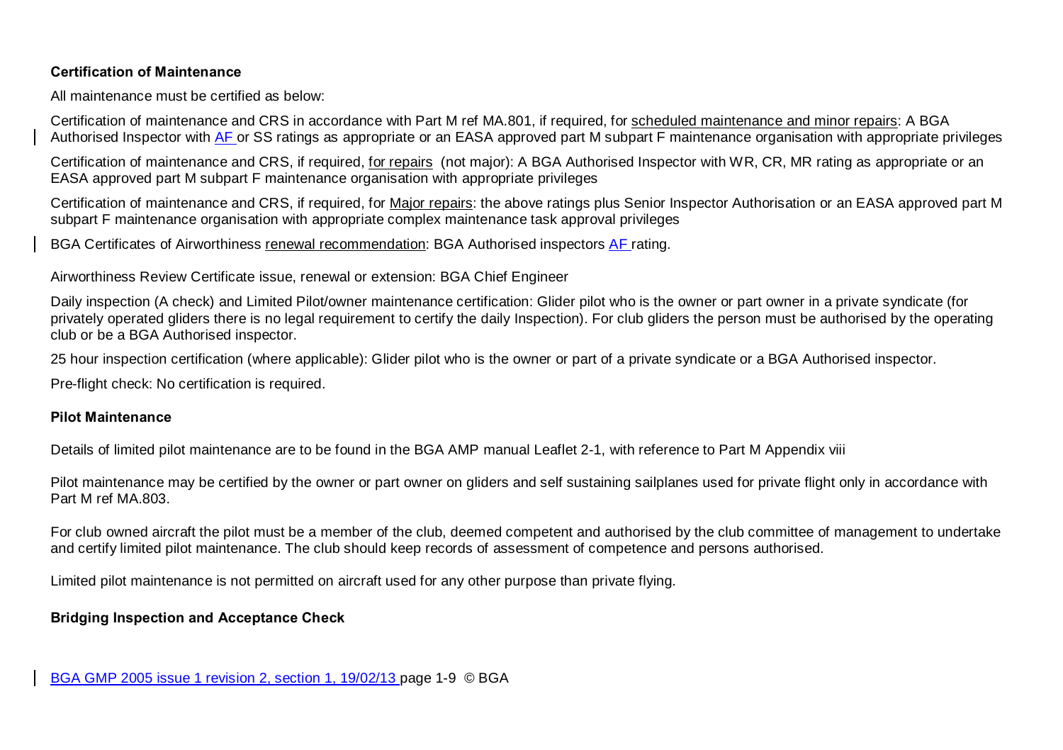**Certification of Maintenance**

All maintenance must be certified as below:

Certification of maintenance and CRS in accordance with Part M ref MA.801, if required, for scheduled maintenance and minor repairs: A BGA Authorised Inspector with AF or SS ratings as appropriate or an EASA approved part M subpart F maintenance organisation with appropriate privileges

Certification of maintenance and CRS, if required, for repairs (not major): A BGA Authorised Inspector with WR, CR, MR rating as appropriate or an EASA approved part M subpart F maintenance organisation with appropriate privileges

Certification of maintenance and CRS, if required, for Major repairs: the above ratings plus Senior Inspector Authorisation or an EASA approved part M subpart F maintenance organisation with appropriate complex maintenance task approval privileges

BGA Certificates of Airworthiness renewal recommendation: BGA Authorised inspectors AF rating.

Airworthiness Review Certificate issue, renewal or extension: BGA Chief Engineer

Daily inspection (A check) and Limited Pilot/owner maintenance certification: Glider pilot who is the owner or part owner in a private syndicate (for privately operated gliders there is no legal requirement to certify the daily Inspection). For club gliders the person must be authorised by the operating club or be a BGA Authorised inspector.

25 hour inspection certification (where applicable): Glider pilot who is the owner or part of a private syndicate or a BGA Authorised inspector.

Pre-flight check: No certification is required.

**Pilot Maintenance**

Details of limited pilot maintenance are to be found in the BGA AMP manual Leaflet 2-1, with reference to Part M Appendix viii

Pilot maintenance may be certified by the owner or part owner on gliders and self sustaining sailplanes used for private flight only in accordance with Part M ref MA.803.

For club owned aircraft the pilot must be a member of the club, deemed competent and authorised by the club committee of management to undertake and certify limited pilot maintenance. The club should keep records of assessment of competence and persons authorised.

Limited pilot maintenance is not permitted on aircraft used for any other purpose than private flying.

**Bridging Inspection and Acceptance Check**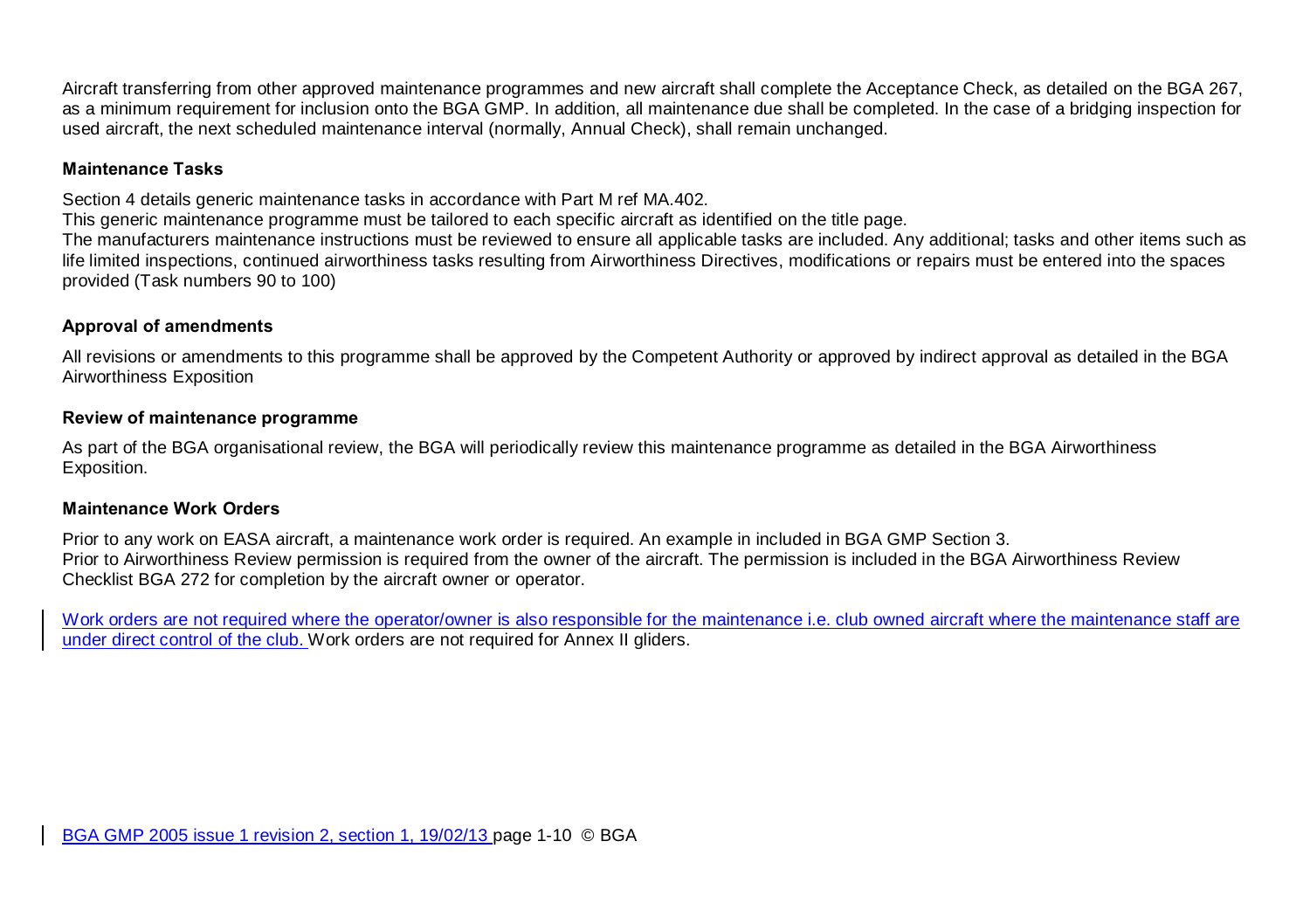Aircraft transferring from other approved maintenance programmes and new aircraft shall complete the Acceptance Check, as detailed on the BGA 267, as a minimum requirement for inclusion onto the BGA GMP. In addition, all maintenance due shall be completed. In the case of a bridging inspection for used aircraft, the next scheduled maintenance interval (normally, Annual Check), shall remain unchanged.

**Maintenance Tasks**

Section 4 details generic maintenance tasks in accordance with Part M ref MA.402.
This generic maintenance programme must be tailored to each specific aircraft as identified on the title page.
The manufacturers maintenance instructions must be reviewed to ensure all applicable tasks are included. Any additional; tasks and other items such as life limited inspections, continued airworthiness tasks resulting from Airworthiness Directives, modifications or repairs must be entered into the spaces provided (Task numbers 90 to 100)

**Approval of amendments**

All revisions or amendments to this programme shall be approved by the Competent Authority or approved by indirect approval as detailed in the BGA Airworthiness Exposition

**Review of maintenance programme**

As part of the BGA organisational review, the BGA will periodically review this maintenance programme as detailed in the BGA Airworthiness Exposition.

**Maintenance Work Orders**

Prior to any work on EASA aircraft, a maintenance work order is required. An example in included in BGA GMP Section 3.
Prior to Airworthiness Review permission is required from the owner of the aircraft. The permission is included in the BGA Airworthiness Review Checklist BGA 272 for completion by the aircraft owner or operator.

Work orders are not required where the operator/owner is also responsible for the maintenance i.e. club owned aircraft where the maintenance staff are under direct control of the club. Work orders are not required for Annex II gliders.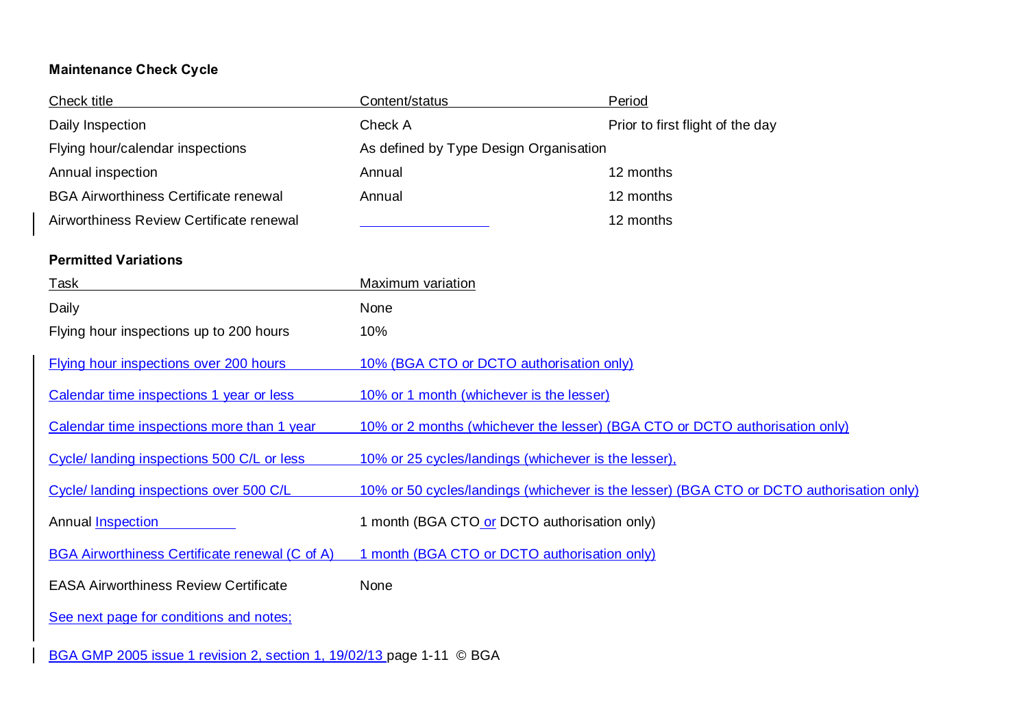**Maintenance Check Cycle**

| Check title | Content/status | Period |
|---|---|---|
| Daily Inspection | Check A | Prior to first flight of the day |
| Flying hour/calendar inspections | As defined by Type Design Organisation | |
| Annual inspection | Annual | 12 months |
| BGA Airworthiness Certificate renewal | Annual | 12 months |
| Airworthiness Review Certificate renewal | | 12 months |

**Permitted Variations**

| Task | Maximum variation |
|---|---|
| Daily | None |
| Flying hour inspections up to 200 hours | 10% |
| Flying hour inspections over 200 hours | 10% (BGA CTO or DCTO authorisation only) |
| Calendar time inspections 1 year or less | 10% or 1 month (whichever is the lesser) |
| Calendar time inspections more than 1 year | 10% or 2 months (whichever the lesser) (BGA CTO or DCTO authorisation only) |
| Cycle/ landing inspections 500 C/L or less | 10% or 25 cycles/landings (whichever is the lesser), |
| Cycle/ landing inspections over 500 C/L | 10% or 50 cycles/landings (whichever is the lesser) (BGA CTO or DCTO authorisation only) |
| Annual Inspection | 1 month (BGA CTO or DCTO authorisation only) |
| BGA Airworthiness Certificate renewal (C of A) | 1 month (BGA CTO or DCTO authorisation only) |
| EASA Airworthiness Review Certificate | None |

See next page for conditions and notes;

BGA GMP 2005 issue 1 revision 2, section 1, 19/02/13 page 1-11 © BGA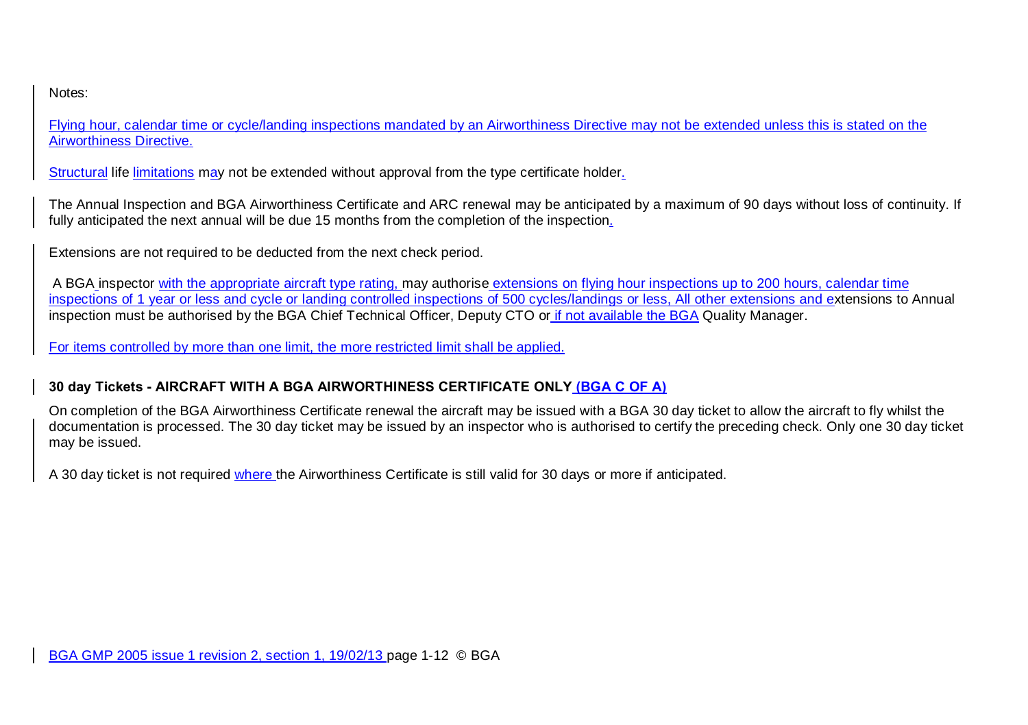Notes:

Flying hour, calendar time or cycle/landing inspections mandated by an Airworthiness Directive may not be extended unless this is stated on the Airworthiness Directive.

Structural life limitations may not be extended without approval from the type certificate holder.

The Annual Inspection and BGA Airworthiness Certificate and ARC renewal may be anticipated by a maximum of 90 days without loss of continuity. If fully anticipated the next annual will be due 15 months from the completion of the inspection.

Extensions are not required to be deducted from the next check period.

A BGA inspector with the appropriate aircraft type rating, may authorise extensions on flying hour inspections up to 200 hours, calendar time inspections of 1 year or less and cycle or landing controlled inspections of 500 cycles/landings or less, All other extensions and extensions to Annual inspection must be authorised by the BGA Chief Technical Officer, Deputy CTO or if not available the BGA Quality Manager.

For items controlled by more than one limit, the more restricted limit shall be applied.

**30 day Tickets - AIRCRAFT WITH A BGA AIRWORTHINESS CERTIFICATE ONLY (BGA C OF A)**

On completion of the BGA Airworthiness Certificate renewal the aircraft may be issued with a BGA 30 day ticket to allow the aircraft to fly whilst the documentation is processed. The 30 day ticket may be issued by an inspector who is authorised to certify the preceding check. Only one 30 day ticket may be issued.

A 30 day ticket is not required where the Airworthiness Certificate is still valid for 30 days or more if anticipated.